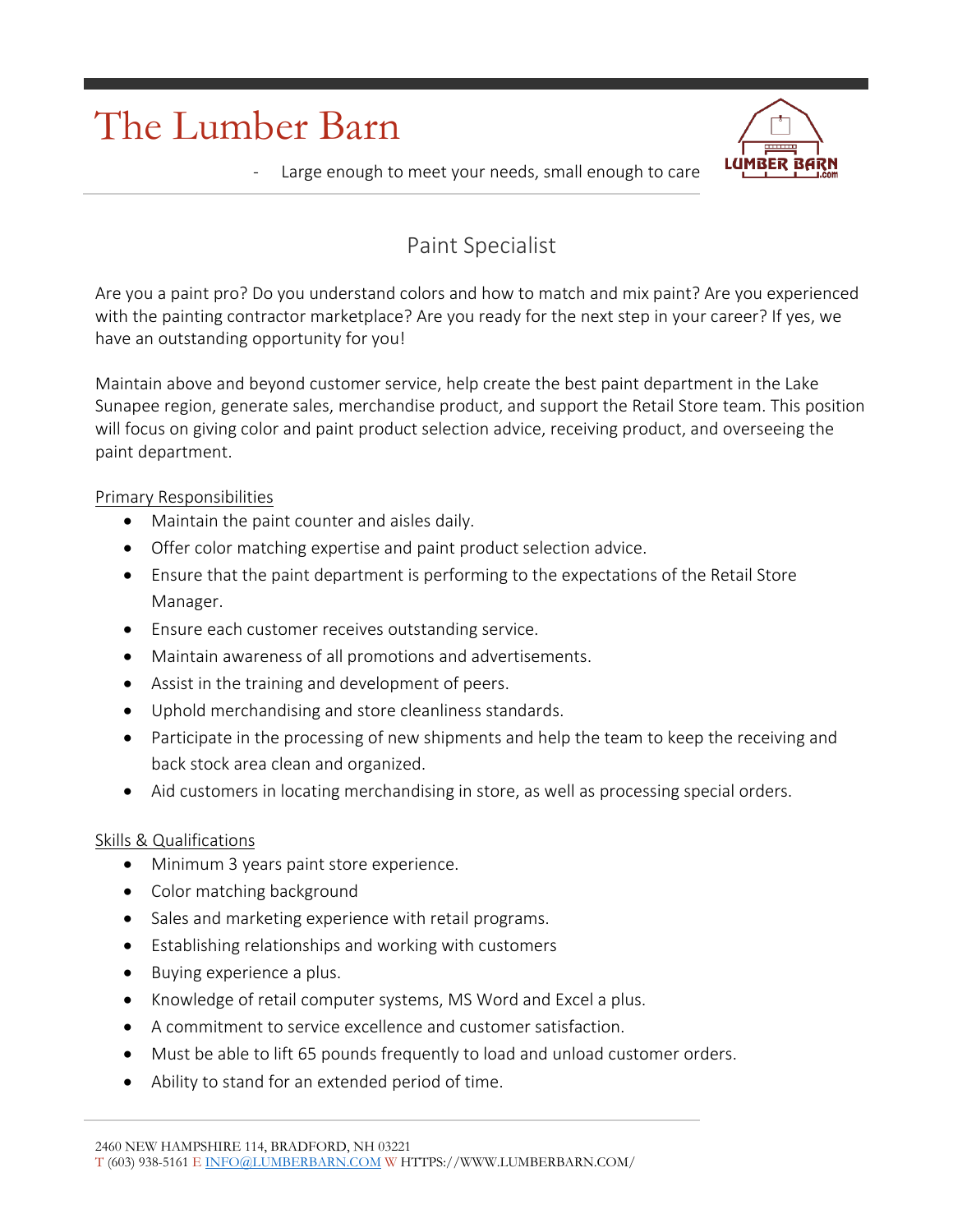# The Lumber Barn

- Large enough to meet your needs, small enough to care

## Paint Specialist

Are you a paint pro? Do you understand colors and how to match and mix paint? Are you experienced with the painting contractor marketplace? Are you ready for the next step in your career? If yes, we have an outstanding opportunity for you!

Maintain above and beyond customer service, help create the best paint department in the Lake Sunapee region, generate sales, merchandise product, and support the Retail Store team. This position will focus on giving color and paint product selection advice, receiving product, and overseeing the paint department.

Primary Responsibilities

- Maintain the paint counter and aisles daily.
- Offer color matching expertise and paint product selection advice.
- Ensure that the paint department is performing to the expectations of the Retail Store Manager.
- Ensure each customer receives outstanding service.
- Maintain awareness of all promotions and advertisements.
- Assist in the training and development of peers.
- Uphold merchandising and store cleanliness standards.
- Participate in the processing of new shipments and help the team to keep the receiving and back stock area clean and organized.
- Aid customers in locating merchandising in store, as well as processing special orders.

Skills & Qualifications

- Minimum 3 years paint store experience.
- Color matching background
- Sales and marketing experience with retail programs.
- Establishing relationships and working with customers
- Buying experience a plus.
- Knowledge of retail computer systems, MS Word and Excel a plus.
- A commitment to service excellence and customer satisfaction.
- Must be able to lift 65 pounds frequently to load and unload customer orders.
- Ability to stand for an extended period of time.

2460 NEW HAMPSHIRE 114, BRADFORD, NH 03221
T (603) 938-5161 E INFO@LUMBERBARN.COM W HTTPS://WWW.LUMBERBARN.COM/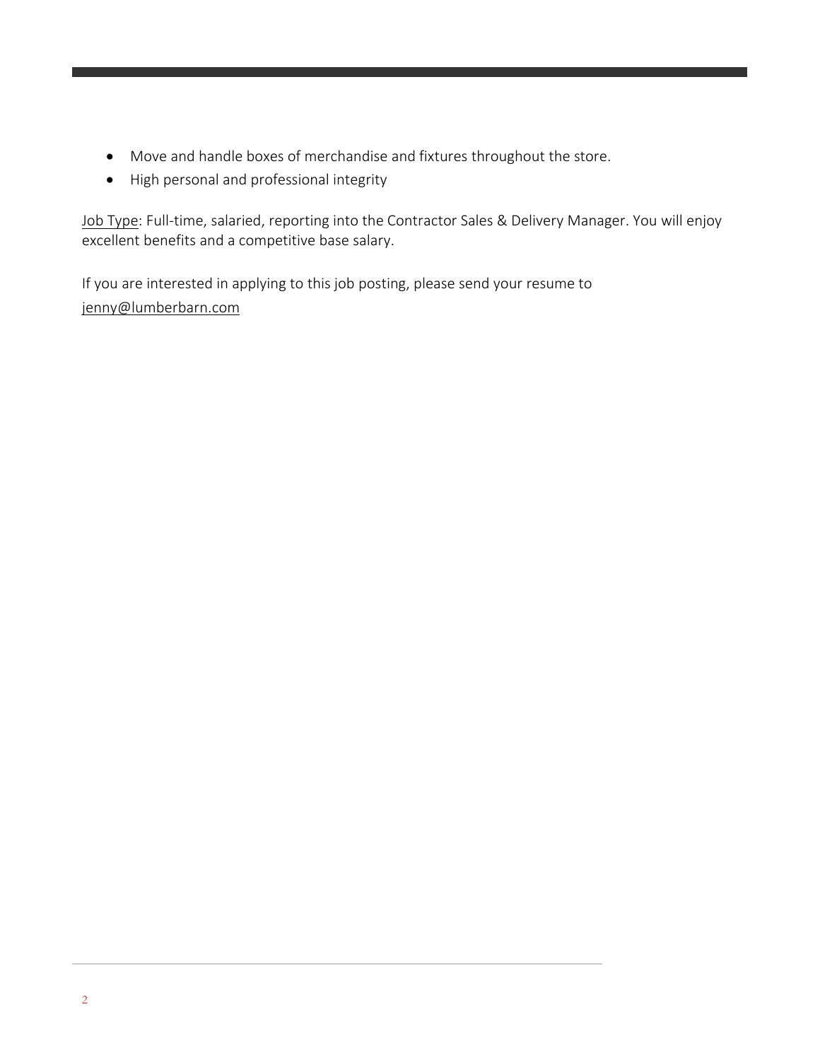- Move and handle boxes of merchandise and fixtures throughout the store.
- High personal and professional integrity

Job Type: Full-time, salaried, reporting into the Contractor Sales & Delivery Manager. You will enjoy excellent benefits and a competitive base salary.

If you are interested in applying to this job posting, please send your resume to jenny@lumberbarn.com